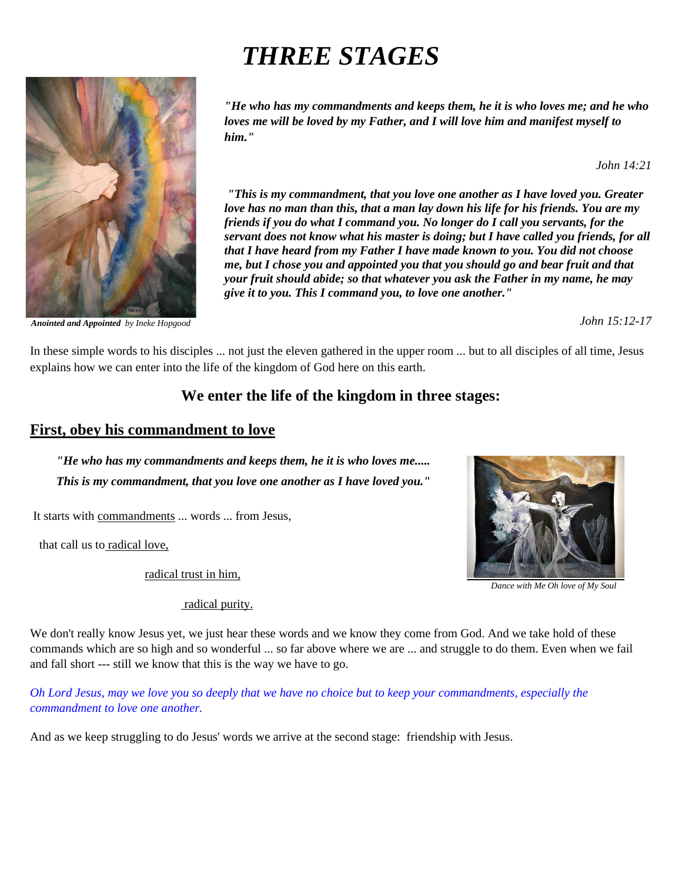# *THREE STAGES*

*Anointed and Appointed by Ineke Hopgood*

***"He who has my commandments and keeps them, he it is who loves me; and he who loves me will be loved by my Father, and I will love him and manifest myself to him."***

*John 14:21*

***"This is my commandment, that you love one another as I have loved you. Greater love has no man than this, that a man lay down his life for his friends. You are my friends if you do what I command you. No longer do I call you servants, for the servant does not know what his master is doing; but I have called you friends, for all that I have heard from my Father I have made known to you. You did not choose me, but I chose you and appointed you that you should go and bear fruit and that your fruit should abide; so that whatever you ask the Father in my name, he may give it to you. This I command you, to love one another."***

*John 15:12-17*

In these simple words to his disciples ... not just the eleven gathered in the upper room ... but to all disciples of all time, Jesus explains how we can enter into the life of the kingdom of God here on this earth.

## We enter the life of the kingdom in three stages:

### First, obey his commandment to love

***"He who has my commandments and keeps them, he it is who loves me.....***
***This is my commandment, that you love one another as I have loved you."***

It starts with commandments ... words ... from Jesus,

that call us to radical love,

radical trust in him,

radical purity.

*Dance with Me Oh love of My Soul*

We don't really know Jesus yet, we just hear these words and we know they come from God. And we take hold of these commands which are so high and so wonderful ... so far above where we are ... and struggle to do them. Even when we fail and fall short --- still we know that this is the way we have to go.

*Oh Lord Jesus, may we love you so deeply that we have no choice but to keep your commandments, especially the commandment to love one another.*

And as we keep struggling to do Jesus' words we arrive at the second stage: friendship with Jesus.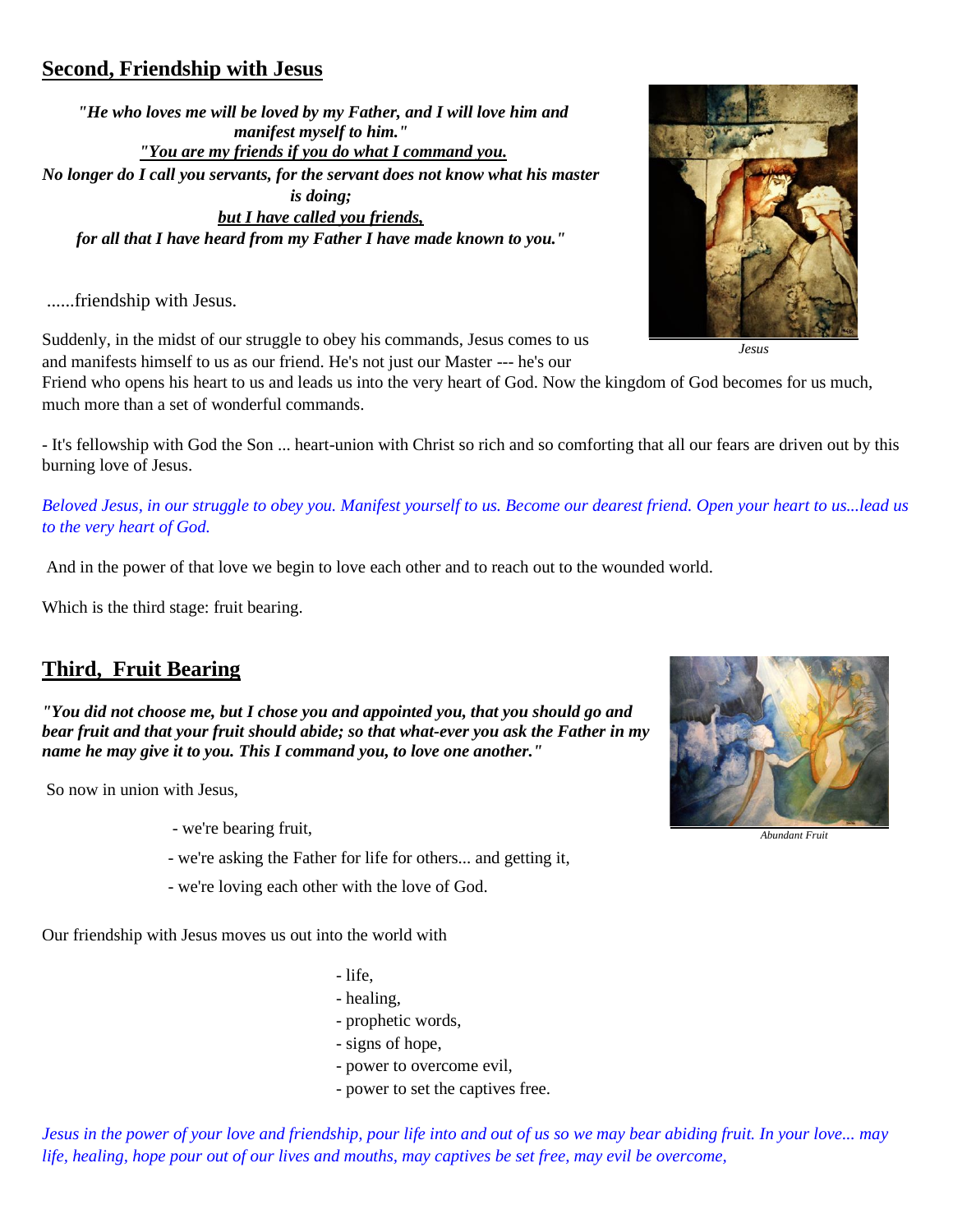## Second, Friendship with Jesus

***"He who loves me will be loved by my Father, and I will love him and manifest myself to him."***
***"You are my friends if you do what I command you.***
***No longer do I call you servants, for the servant does not know what his master is doing;***
***but I have called you friends,***
***for all that I have heard from my Father I have made known to you."***

......friendship with Jesus.

*Jesus*

Suddenly, in the midst of our struggle to obey his commands, Jesus comes to us and manifests himself to us as our friend. He's not just our Master --- he's our Friend who opens his heart to us and leads us into the very heart of God. Now the kingdom of God becomes for us much, much more than a set of wonderful commands.

- It's fellowship with God the Son ... heart-union with Christ so rich and so comforting that all our fears are driven out by this burning love of Jesus.

*Beloved Jesus, in our struggle to obey you. Manifest yourself to us. Become our dearest friend. Open your heart to us...lead us to the very heart of God.*

And in the power of that love we begin to love each other and to reach out to the wounded world.

Which is the third stage: fruit bearing.

## Third, Fruit Bearing

***"You did not choose me, but I chose you and appointed you, that you should go and bear fruit and that your fruit should abide; so that what-ever you ask the Father in my name he may give it to you. This I command you, to love one another."***

*Abundant Fruit*

So now in union with Jesus,

- we're bearing fruit,
- we're asking the Father for life for others... and getting it,
- we're loving each other with the love of God.

Our friendship with Jesus moves us out into the world with

- life,
- healing,
- prophetic words,
- signs of hope,
- power to overcome evil,
- power to set the captives free.

*Jesus in the power of your love and friendship, pour life into and out of us so we may bear abiding fruit. In your love... may life, healing, hope pour out of our lives and mouths, may captives be set free, may evil be overcome,*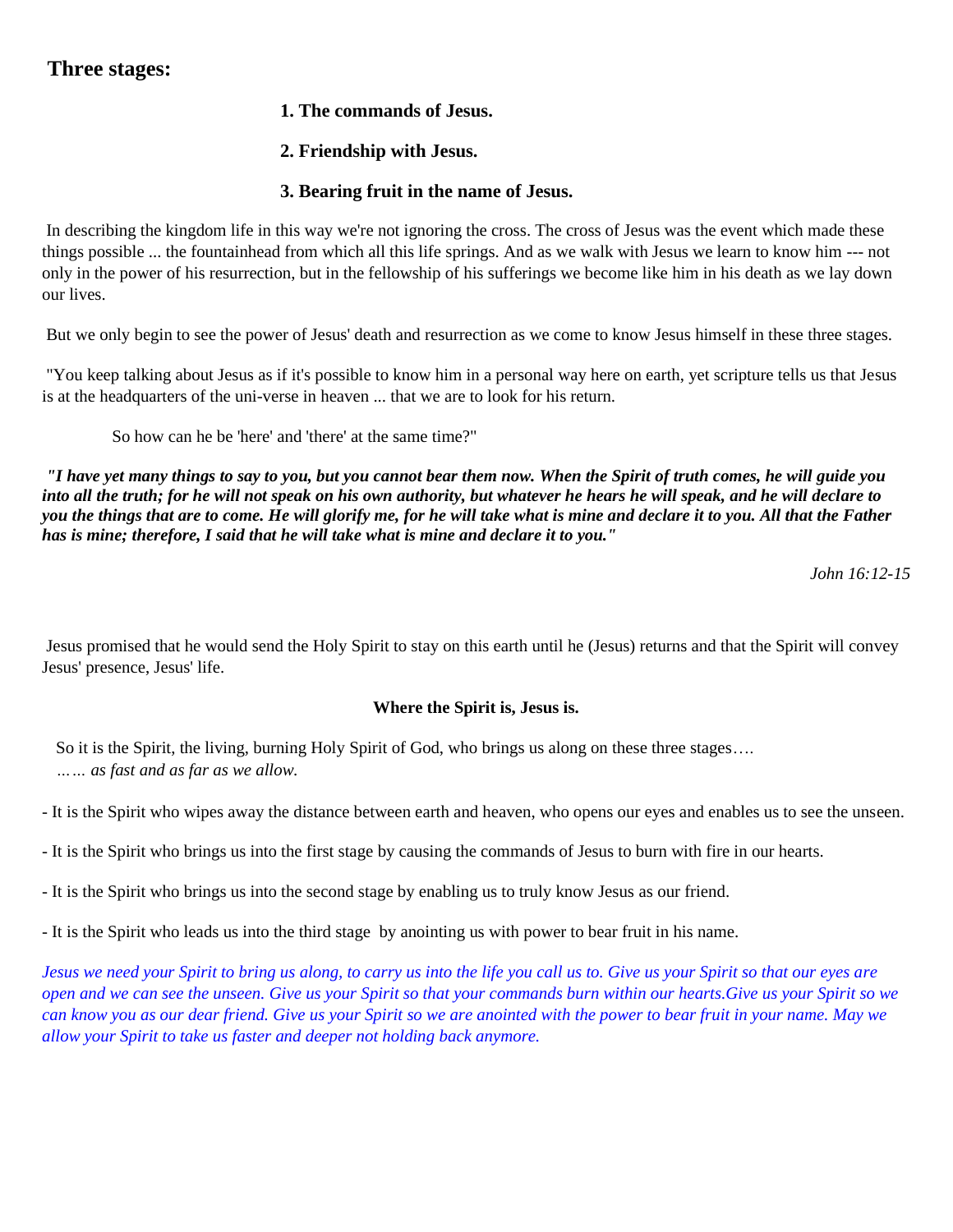## Three stages:

**1. The commands of Jesus.**

**2. Friendship with Jesus.**

**3. Bearing fruit in the name of Jesus.**

In describing the kingdom life in this way we're not ignoring the cross. The cross of Jesus was the event which made these things possible ... the fountainhead from which all this life springs. And as we walk with Jesus we learn to know him --- not only in the power of his resurrection, but in the fellowship of his sufferings we become like him in his death as we lay down our lives.

But we only begin to see the power of Jesus' death and resurrection as we come to know Jesus himself in these three stages.

"You keep talking about Jesus as if it's possible to know him in a personal way here on earth, yet scripture tells us that Jesus is at the headquarters of the uni-verse in heaven ... that we are to look for his return.

So how can he be 'here' and 'there' at the same time?"

***"I have yet many things to say to you, but you cannot bear them now. When the Spirit of truth comes, he will guide you into all the truth; for he will not speak on his own authority, but whatever he hears he will speak, and he will declare to you the things that are to come. He will glorify me, for he will take what is mine and declare it to you. All that the Father has is mine; therefore, I said that he will take what is mine and declare it to you."***

*John 16:12-15*

Jesus promised that he would send the Holy Spirit to stay on this earth until he (Jesus) returns and that the Spirit will convey Jesus' presence, Jesus' life.

**Where the Spirit is, Jesus is.**

So it is the Spirit, the living, burning Holy Spirit of God, who brings us along on these three stages….
*…… as fast and as far as we allow.*

- It is the Spirit who wipes away the distance between earth and heaven, who opens our eyes and enables us to see the unseen.

- It is the Spirit who brings us into the first stage by causing the commands of Jesus to burn with fire in our hearts.

- It is the Spirit who brings us into the second stage by enabling us to truly know Jesus as our friend.

- It is the Spirit who leads us into the third stage by anointing us with power to bear fruit in his name.

*Jesus we need your Spirit to bring us along, to carry us into the life you call us to. Give us your Spirit so that our eyes are open and we can see the unseen. Give us your Spirit so that your commands burn within our hearts.Give us your Spirit so we can know you as our dear friend. Give us your Spirit so we are anointed with the power to bear fruit in your name. May we allow your Spirit to take us faster and deeper not holding back anymore.*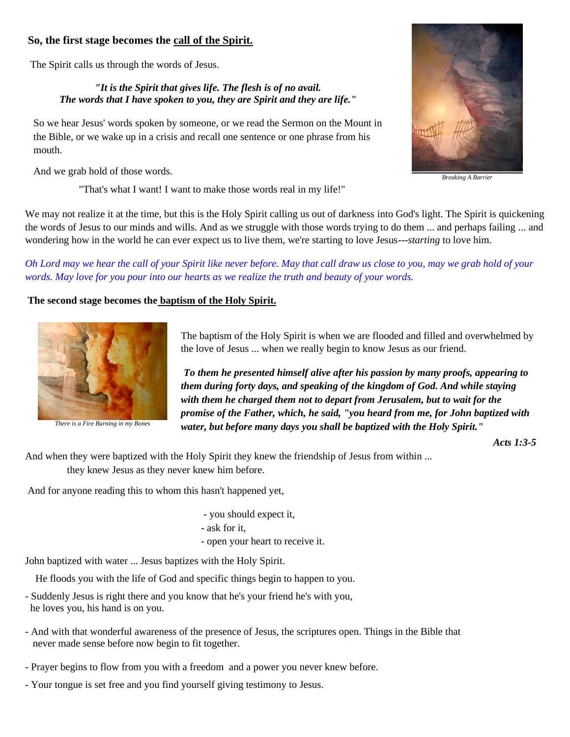**So, the first stage becomes the call of the Spirit.**

The Spirit calls us through the words of Jesus.

> ***"It is the Spirit that gives life. The flesh is of no avail.***
> ***The words that I have spoken to you, they are Spirit and they are life."***

So we hear Jesus' words spoken by someone, or we read the Sermon on the Mount in the Bible, or we wake up in a crisis and recall one sentence or one phrase from his mouth.

And we grab hold of those words.

"That's what I want! I want to make those words real in my life!"

*Breaking A Barrier*

We may not realize it at the time, but this is the Holy Spirit calling us out of darkness into God's light. The Spirit is quickening the words of Jesus to our minds and wills. And as we struggle with those words trying to do them ... and perhaps failing ... and wondering how in the world he can ever expect us to live them, we're starting to love Jesus---*starting* to love him.

*Oh Lord may we hear the call of your Spirit like never before. May that call draw us close to you, may we grab hold of your words. May love for you pour into our hearts as we realize the truth and beauty of your words.*

**The second stage becomes the baptism of the Holy Spirit.**

*There is a Fire Burning in my Bones*

The baptism of the Holy Spirit is when we are flooded and filled and overwhelmed by the love of Jesus ... when we really begin to know Jesus as our friend.

***To them he presented himself alive after his passion by many proofs, appearing to them during forty days, and speaking of the kingdom of God. And while staying with them he charged them not to depart from Jerusalem, but to wait for the promise of the Father, which, he said, "you heard from me, for John baptized with water, but before many days you shall be baptized with the Holy Spirit."***

***Acts 1:3-5***

And when they were baptized with the Holy Spirit they knew the friendship of Jesus from within ...
they knew Jesus as they never knew him before.

And for anyone reading this to whom this hasn't happened yet,

- you should expect it,
- ask for it,
- open your heart to receive it.

John baptized with water ... Jesus baptizes with the Holy Spirit.

He floods you with the life of God and specific things begin to happen to you.

- Suddenly Jesus is right there and you know that he's your friend he's with you, he loves you, his hand is on you.
- And with that wonderful awareness of the presence of Jesus, the scriptures open. Things in the Bible that never made sense before now begin to fit together.
- Prayer begins to flow from you with a freedom and a power you never knew before.
- Your tongue is set free and you find yourself giving testimony to Jesus.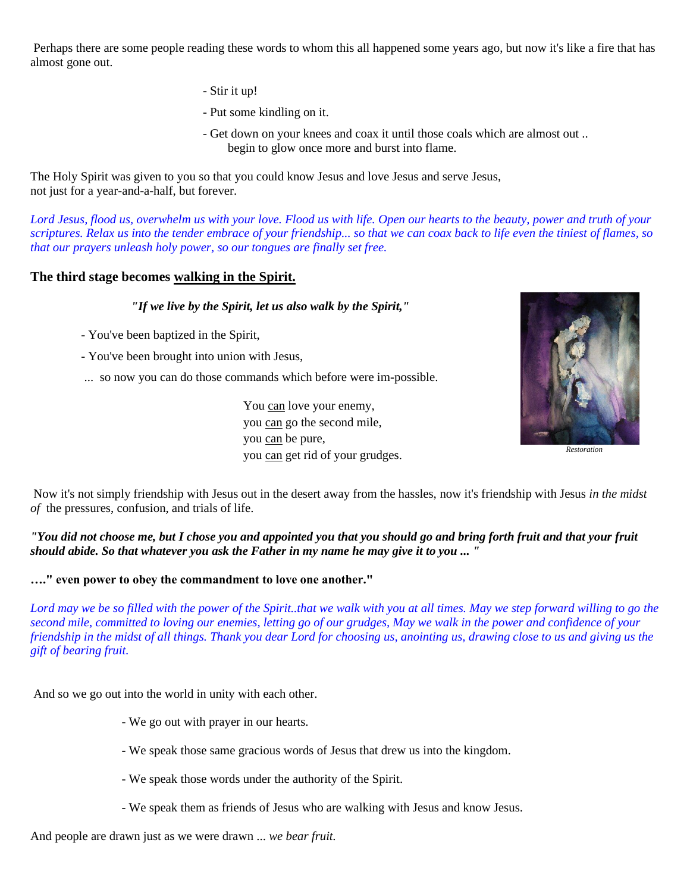Perhaps there are some people reading these words to whom this all happened some years ago, but now it's like a fire that has almost gone out.

- Stir it up!
- Put some kindling on it.
- Get down on your knees and coax it until those coals which are almost out .. begin to glow once more and burst into flame.

The Holy Spirit was given to you so that you could know Jesus and love Jesus and serve Jesus, not just for a year-and-a-half, but forever.

*Lord Jesus, flood us, overwhelm us with your love. Flood us with life. Open our hearts to the beauty, power and truth of your scriptures. Relax us into the tender embrace of your friendship... so that we can coax back to life even the tiniest of flames, so that our prayers unleash holy power, so our tongues are finally set free.*

### The third stage becomes walking in the Spirit.

***"If we live by the Spirit, let us also walk by the Spirit,"***

- You've been baptized in the Spirit,
- You've been brought into union with Jesus,

... so now you can do those commands which before were im-possible.

You can love your enemy,
you can go the second mile,
you can be pure,
you can get rid of your grudges.

*Restoration*

Now it's not simply friendship with Jesus out in the desert away from the hassles, now it's friendship with Jesus *in the midst of* the pressures, confusion, and trials of life.

***"You did not choose me, but I chose you and appointed you that you should go and bring forth fruit and that your fruit should abide. So that whatever you ask the Father in my name he may give it to you ... "***

**…." even power to obey the commandment to love one another."**

*Lord may we be so filled with the power of the Spirit..that we walk with you at all times. May we step forward willing to go the second mile, committed to loving our enemies, letting go of our grudges, May we walk in the power and confidence of your friendship in the midst of all things. Thank you dear Lord for choosing us, anointing us, drawing close to us and giving us the gift of bearing fruit.*

And so we go out into the world in unity with each other.

- We go out with prayer in our hearts.
- We speak those same gracious words of Jesus that drew us into the kingdom.
- We speak those words under the authority of the Spirit.
- We speak them as friends of Jesus who are walking with Jesus and know Jesus.

And people are drawn just as we were drawn ... *we bear fruit.*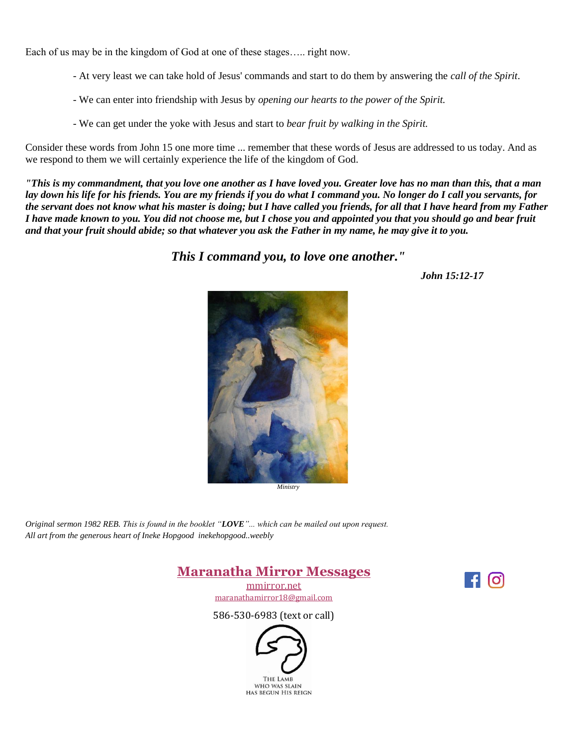Each of us may be in the kingdom of God at one of these stages….. right now.

- At very least we can take hold of Jesus' commands and start to do them by answering the *call of the Spirit*.
- We can enter into friendship with Jesus by *opening our hearts to the power of the Spirit.*
- We can get under the yoke with Jesus and start to *bear fruit by walking in the Spirit.*

Consider these words from John 15 one more time ... remember that these words of Jesus are addressed to us today. And as we respond to them we will certainly experience the life of the kingdom of God.

***"This is my commandment, that you love one another as I have loved you. Greater love has no man than this, that a man lay down his life for his friends. You are my friends if you do what I command you. No longer do I call you servants, for the servant does not know what his master is doing; but I have called you friends, for all that I have heard from my Father I have made known to you. You did not choose me, but I chose you and appointed you that you should go and bear fruit and that your fruit should abide; so that whatever you ask the Father in my name, he may give it to you.***

***This I command you, to love one another."***

***John 15:12-17***

*Ministry*

*Original sermon 1982 REB. This is found in the booklet "**LOVE**"... which can be mailed out upon request.*
*All art from the generous heart of Ineke Hopgood inekehopgood..weebly*

**Maranatha Mirror Messages**

mmirror.net

maranathamirror18@gmail.com

586-530-6983 (text or call)

THE LAMB
WHO WAS SLAIN
HAS BEGUN HIS REIGN